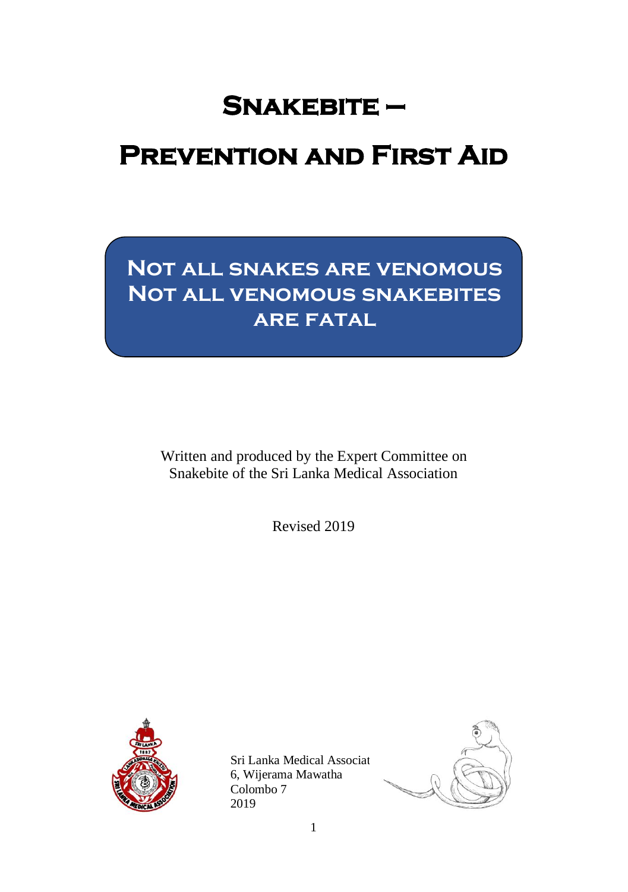# Snakebite –

# Prevention and First Aid

**Not all snakes are venomous**
**Not all venomous snakebites are fatal**

Written and produced by the Expert Committee on Snakebite of the Sri Lanka Medical Association

Revised 2019

Sri Lanka Medical Associat
6, Wijerama Mawatha
Colombo 7
2019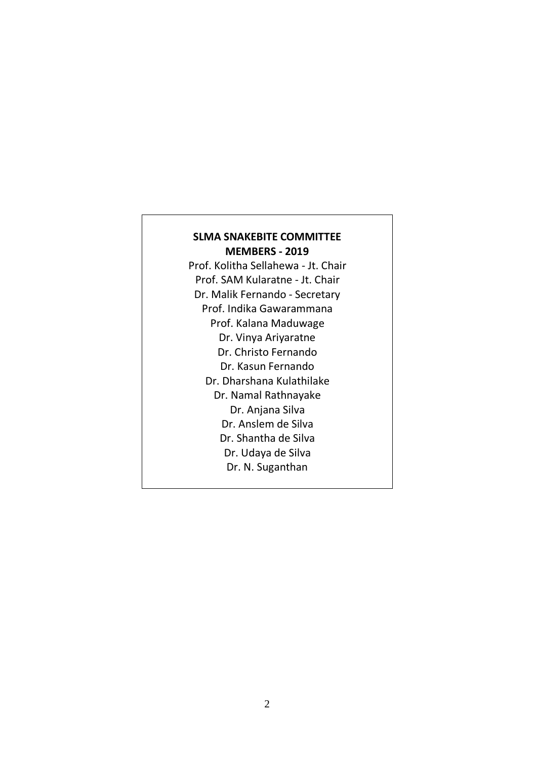**SLMA SNAKEBITE COMMITTEE MEMBERS - 2019**

Prof. Kolitha Sellahewa - Jt. Chair
Prof. SAM Kularatne - Jt. Chair
Dr. Malik Fernando - Secretary
Prof. Indika Gawarammana
Prof. Kalana Maduwage
Dr. Vinya Ariyaratne
Dr. Christo Fernando
Dr. Kasun Fernando
Dr. Dharshana Kulathilake
Dr. Namal Rathnayake
Dr. Anjana Silva
Dr. Anslem de Silva
Dr. Shantha de Silva
Dr. Udaya de Silva
Dr. N. Suganthan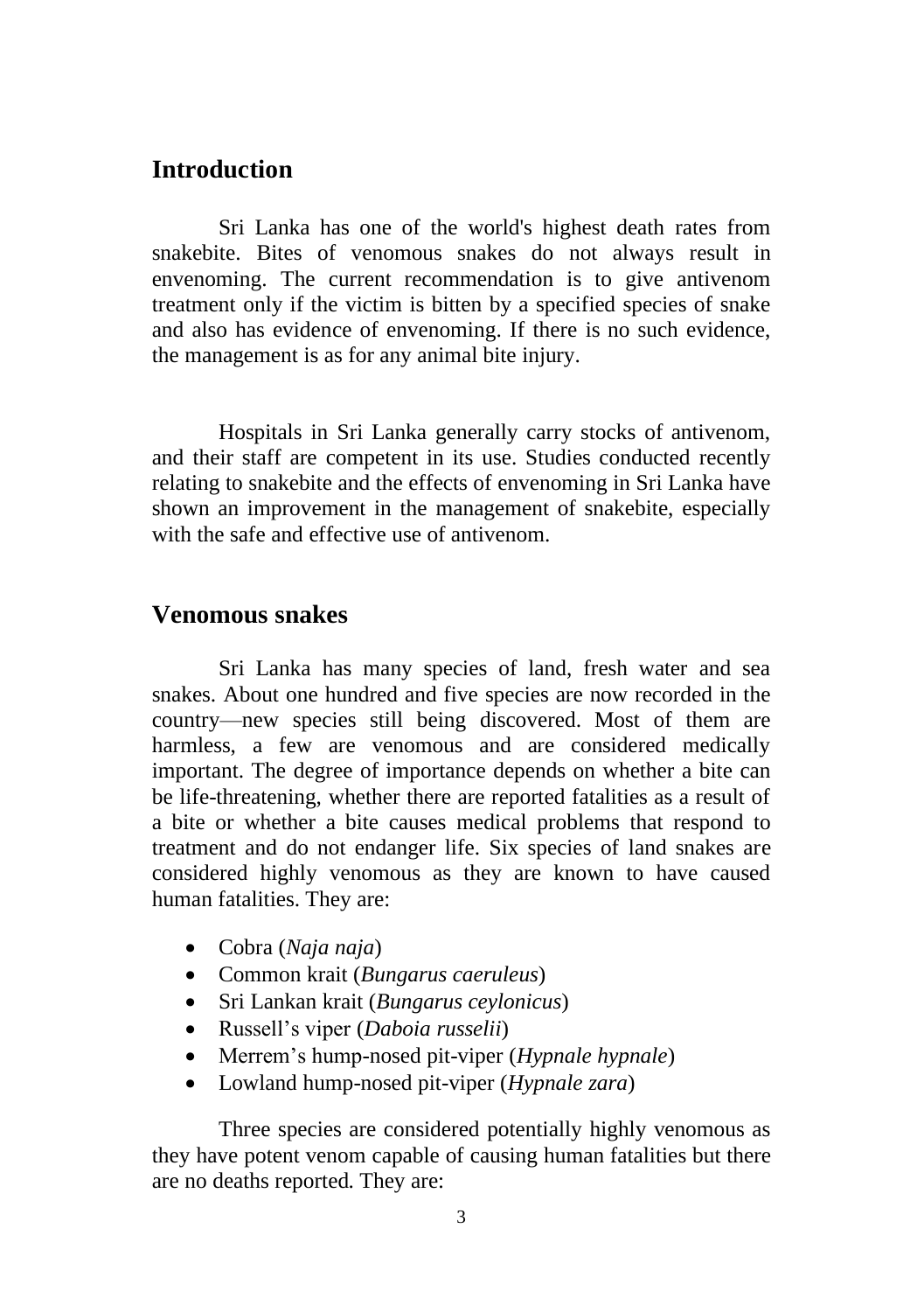## Introduction

Sri Lanka has one of the world's highest death rates from snakebite. Bites of venomous snakes do not always result in envenoming. The current recommendation is to give antivenom treatment only if the victim is bitten by a specified species of snake and also has evidence of envenoming. If there is no such evidence, the management is as for any animal bite injury.

Hospitals in Sri Lanka generally carry stocks of antivenom, and their staff are competent in its use. Studies conducted recently relating to snakebite and the effects of envenoming in Sri Lanka have shown an improvement in the management of snakebite, especially with the safe and effective use of antivenom.

## Venomous snakes

Sri Lanka has many species of land, fresh water and sea snakes. About one hundred and five species are now recorded in the country—new species still being discovered. Most of them are harmless, a few are venomous and are considered medically important. The degree of importance depends on whether a bite can be life-threatening, whether there are reported fatalities as a result of a bite or whether a bite causes medical problems that respond to treatment and do not endanger life. Six species of land snakes are considered highly venomous as they are known to have caused human fatalities. They are:

- Cobra (*Naja naja*)
- Common krait (*Bungarus caeruleus*)
- Sri Lankan krait (*Bungarus ceylonicus*)
- Russell's viper (*Daboia russelii*)
- Merrem's hump-nosed pit-viper (*Hypnale hypnale*)
- Lowland hump-nosed pit-viper (*Hypnale zara*)

Three species are considered potentially highly venomous as they have potent venom capable of causing human fatalities but there are no deaths reported. They are: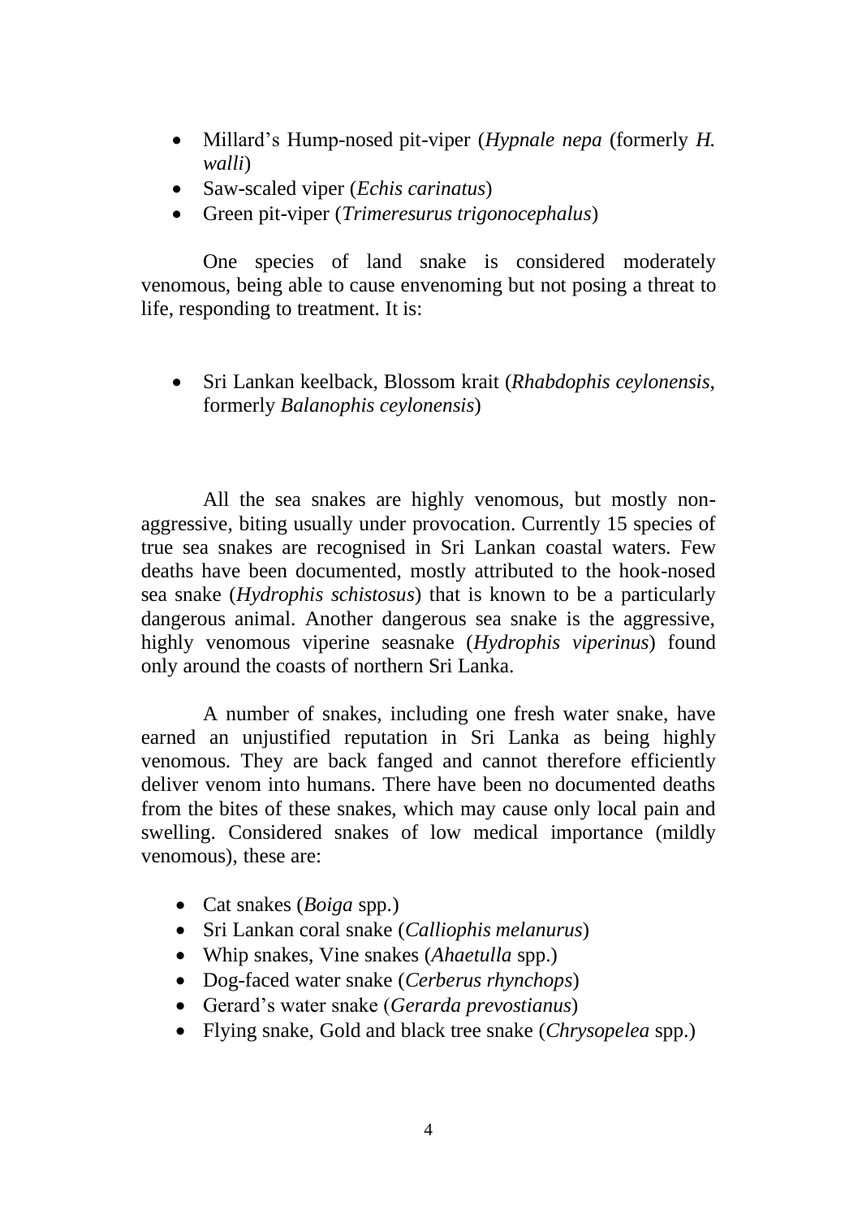- Millard's Hump-nosed pit-viper (*Hypnale nepa* (formerly *H. walli*)
- Saw-scaled viper (*Echis carinatus*)
- Green pit-viper (*Trimeresurus trigonocephalus*)

One species of land snake is considered moderately venomous, being able to cause envenoming but not posing a threat to life, responding to treatment. It is:

- Sri Lankan keelback, Blossom krait (*Rhabdophis ceylonensis*, formerly *Balanophis ceylonensis*)

All the sea snakes are highly venomous, but mostly non-aggressive, biting usually under provocation. Currently 15 species of true sea snakes are recognised in Sri Lankan coastal waters. Few deaths have been documented, mostly attributed to the hook-nosed sea snake (*Hydrophis schistosus*) that is known to be a particularly dangerous animal. Another dangerous sea snake is the aggressive, highly venomous viperine seasnake (*Hydrophis viperinus*) found only around the coasts of northern Sri Lanka.

A number of snakes, including one fresh water snake, have earned an unjustified reputation in Sri Lanka as being highly venomous. They are back fanged and cannot therefore efficiently deliver venom into humans. There have been no documented deaths from the bites of these snakes, which may cause only local pain and swelling. Considered snakes of low medical importance (mildly venomous), these are:

- Cat snakes (*Boiga* spp.)
- Sri Lankan coral snake (*Calliophis melanurus*)
- Whip snakes, Vine snakes (*Ahaetulla* spp.)
- Dog-faced water snake (*Cerberus rhynchops*)
- Gerard's water snake (*Gerarda prevostianus*)
- Flying snake, Gold and black tree snake (*Chrysopelea* spp.)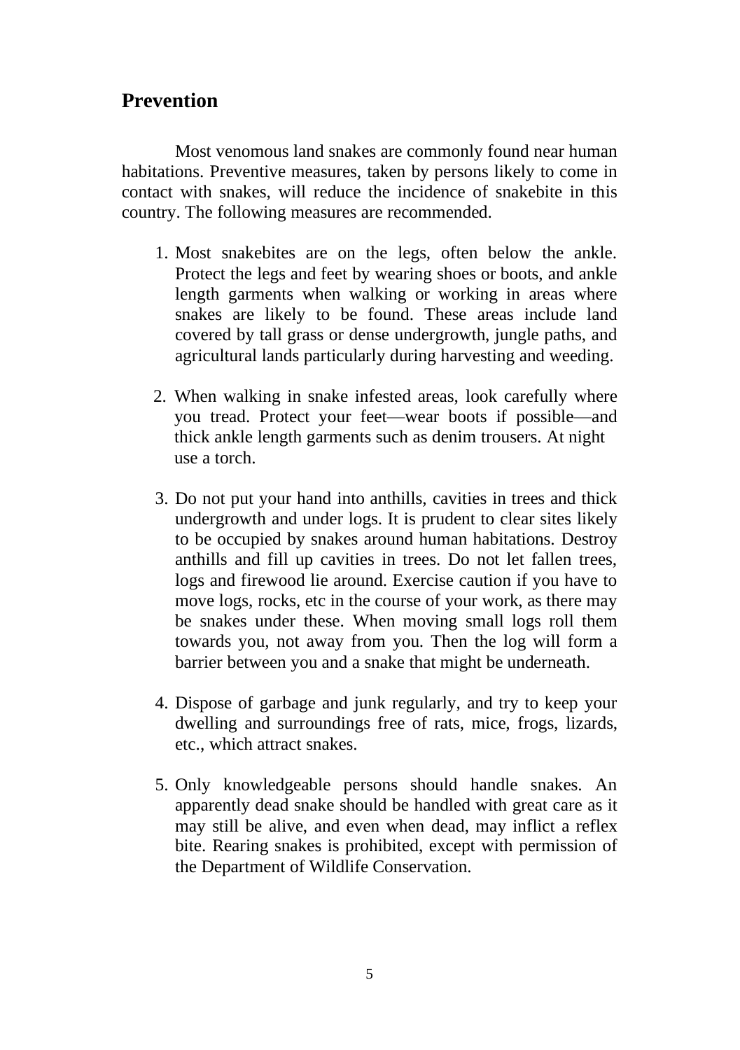## Prevention

Most venomous land snakes are commonly found near human habitations. Preventive measures, taken by persons likely to come in contact with snakes, will reduce the incidence of snakebite in this country. The following measures are recommended.

1. Most snakebites are on the legs, often below the ankle. Protect the legs and feet by wearing shoes or boots, and ankle length garments when walking or working in areas where snakes are likely to be found. These areas include land covered by tall grass or dense undergrowth, jungle paths, and agricultural lands particularly during harvesting and weeding.

2. When walking in snake infested areas, look carefully where you tread. Protect your feet—wear boots if possible—and thick ankle length garments such as denim trousers. At night use a torch.

3. Do not put your hand into anthills, cavities in trees and thick undergrowth and under logs. It is prudent to clear sites likely to be occupied by snakes around human habitations. Destroy anthills and fill up cavities in trees. Do not let fallen trees, logs and firewood lie around. Exercise caution if you have to move logs, rocks, etc in the course of your work, as there may be snakes under these. When moving small logs roll them towards you, not away from you. Then the log will form a barrier between you and a snake that might be underneath.

4. Dispose of garbage and junk regularly, and try to keep your dwelling and surroundings free of rats, mice, frogs, lizards, etc., which attract snakes.

5. Only knowledgeable persons should handle snakes. An apparently dead snake should be handled with great care as it may still be alive, and even when dead, may inflict a reflex bite. Rearing snakes is prohibited, except with permission of the Department of Wildlife Conservation.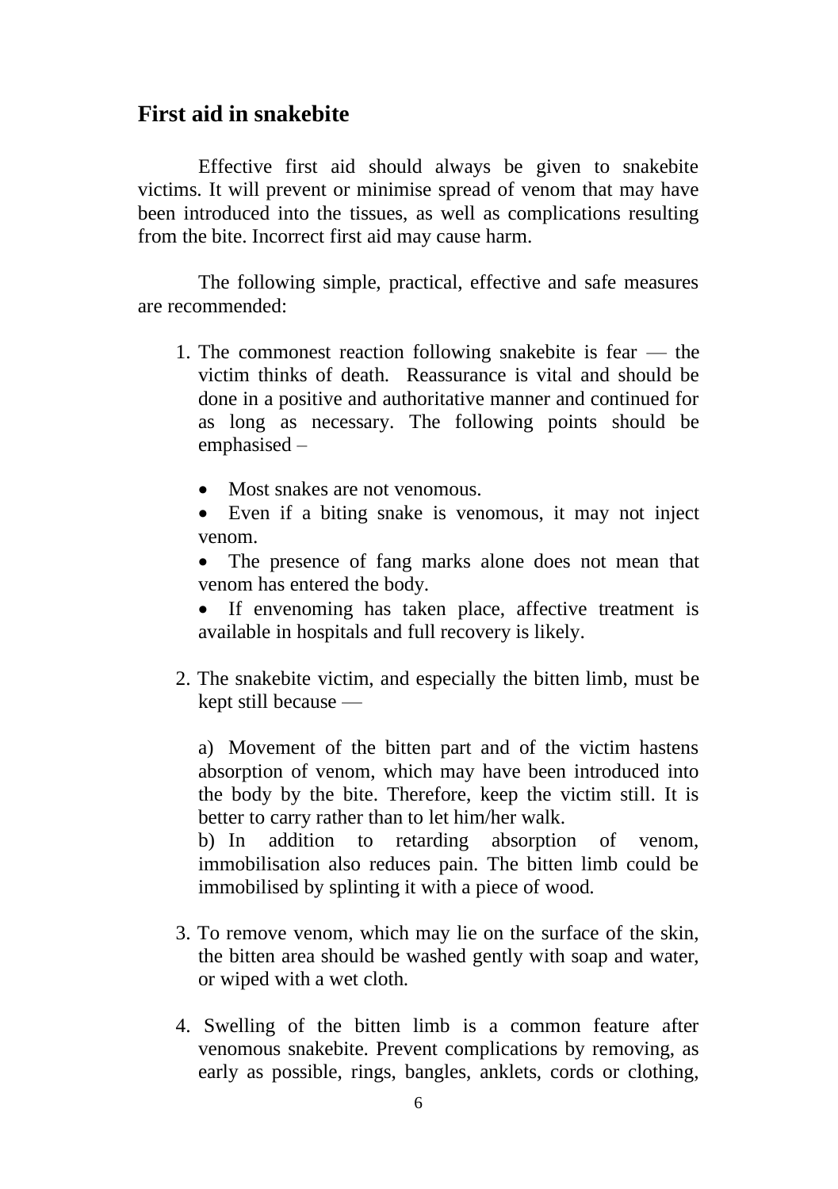## First aid in snakebite

Effective first aid should always be given to snakebite victims. It will prevent or minimise spread of venom that may have been introduced into the tissues, as well as complications resulting from the bite. Incorrect first aid may cause harm.

The following simple, practical, effective and safe measures are recommended:

1. The commonest reaction following snakebite is fear — the victim thinks of death. Reassurance is vital and should be done in a positive and authoritative manner and continued for as long as necessary. The following points should be emphasised –

   - Most snakes are not venomous.
   - Even if a biting snake is venomous, it may not inject venom.
   - The presence of fang marks alone does not mean that venom has entered the body.
   - If envenoming has taken place, affective treatment is available in hospitals and full recovery is likely.

2. The snakebite victim, and especially the bitten limb, must be kept still because —

   a) Movement of the bitten part and of the victim hastens absorption of venom, which may have been introduced into the body by the bite. Therefore, keep the victim still. It is better to carry rather than to let him/her walk.
   b) In addition to retarding absorption of venom, immobilisation also reduces pain. The bitten limb could be immobilised by splinting it with a piece of wood.

3. To remove venom, which may lie on the surface of the skin, the bitten area should be washed gently with soap and water, or wiped with a wet cloth.

4. Swelling of the bitten limb is a common feature after venomous snakebite. Prevent complications by removing, as early as possible, rings, bangles, anklets, cords or clothing,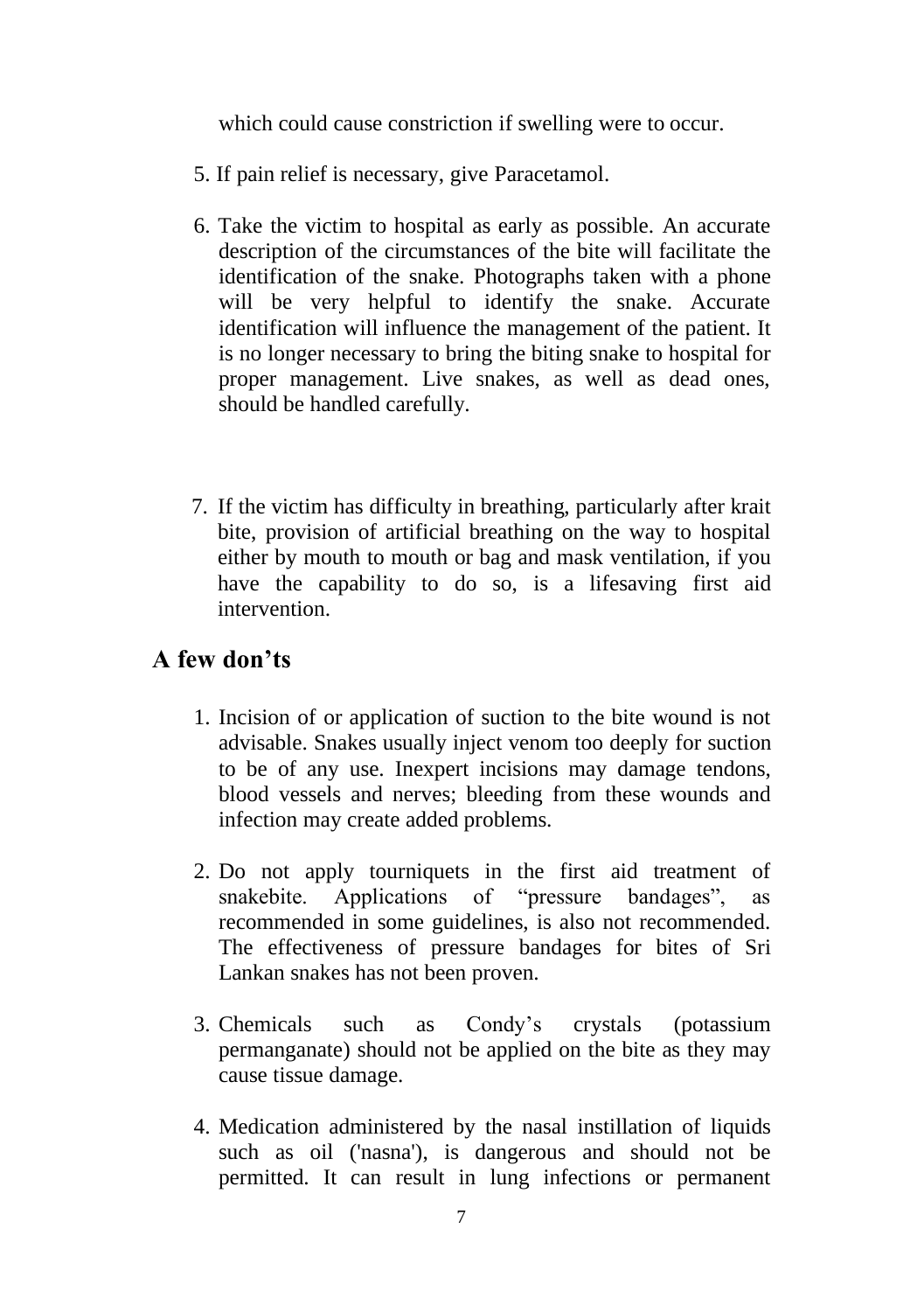which could cause constriction if swelling were to occur.

5. If pain relief is necessary, give Paracetamol.

6. Take the victim to hospital as early as possible. An accurate description of the circumstances of the bite will facilitate the identification of the snake. Photographs taken with a phone will be very helpful to identify the snake. Accurate identification will influence the management of the patient. It is no longer necessary to bring the biting snake to hospital for proper management. Live snakes, as well as dead ones, should be handled carefully.

7. If the victim has difficulty in breathing, particularly after krait bite, provision of artificial breathing on the way to hospital either by mouth to mouth or bag and mask ventilation, if you have the capability to do so, is a lifesaving first aid intervention.

## A few don'ts

1. Incision of or application of suction to the bite wound is not advisable. Snakes usually inject venom too deeply for suction to be of any use. Inexpert incisions may damage tendons, blood vessels and nerves; bleeding from these wounds and infection may create added problems.

2. Do not apply tourniquets in the first aid treatment of snakebite. Applications of "pressure bandages", as recommended in some guidelines, is also not recommended. The effectiveness of pressure bandages for bites of Sri Lankan snakes has not been proven.

3. Chemicals such as Condy's crystals (potassium permanganate) should not be applied on the bite as they may cause tissue damage.

4. Medication administered by the nasal instillation of liquids such as oil ('nasna'), is dangerous and should not be permitted. It can result in lung infections or permanent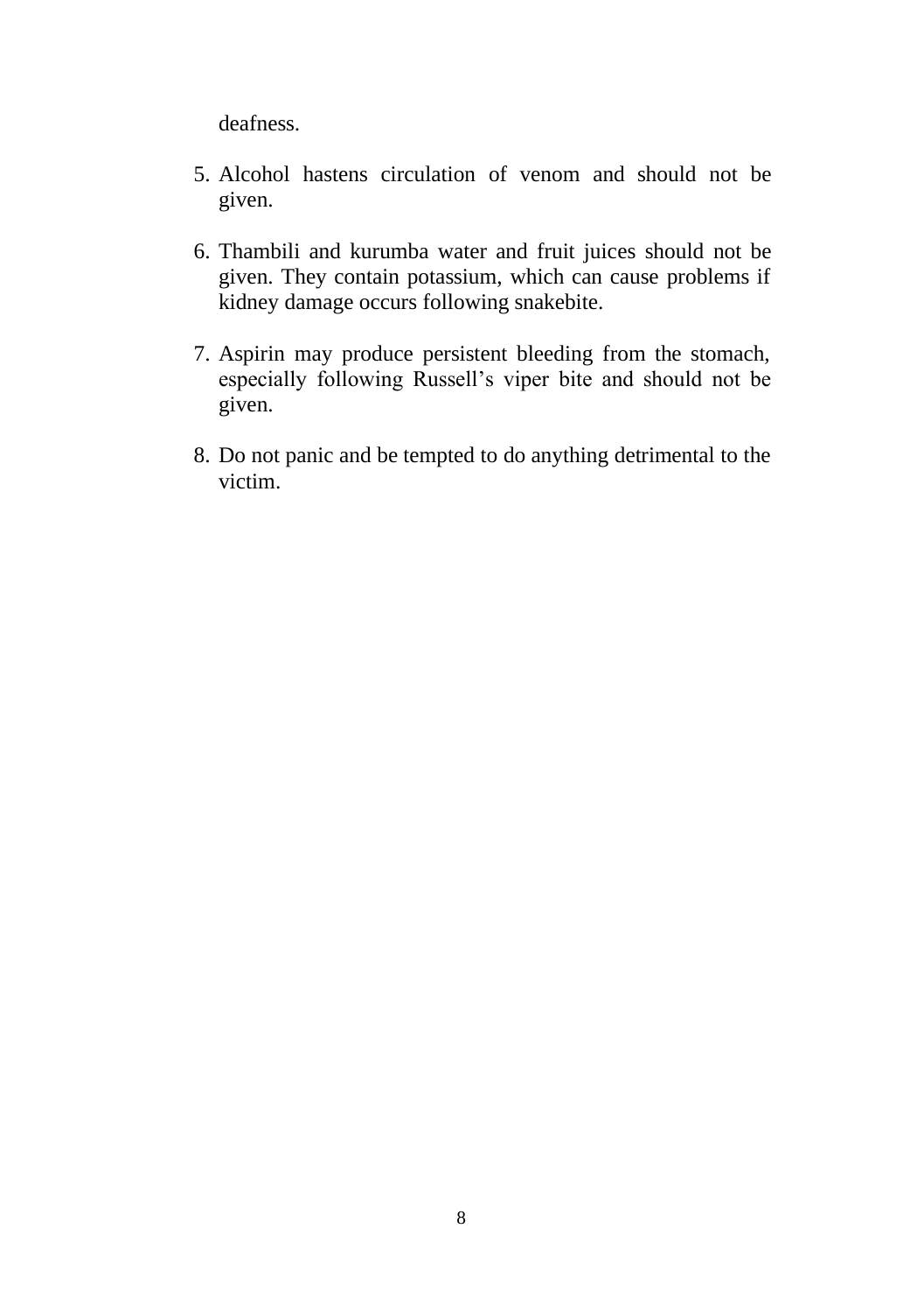deafness.

5. Alcohol hastens circulation of venom and should not be given.

6. Thambili and kurumba water and fruit juices should not be given. They contain potassium, which can cause problems if kidney damage occurs following snakebite.

7. Aspirin may produce persistent bleeding from the stomach, especially following Russell's viper bite and should not be given.

8. Do not panic and be tempted to do anything detrimental to the victim.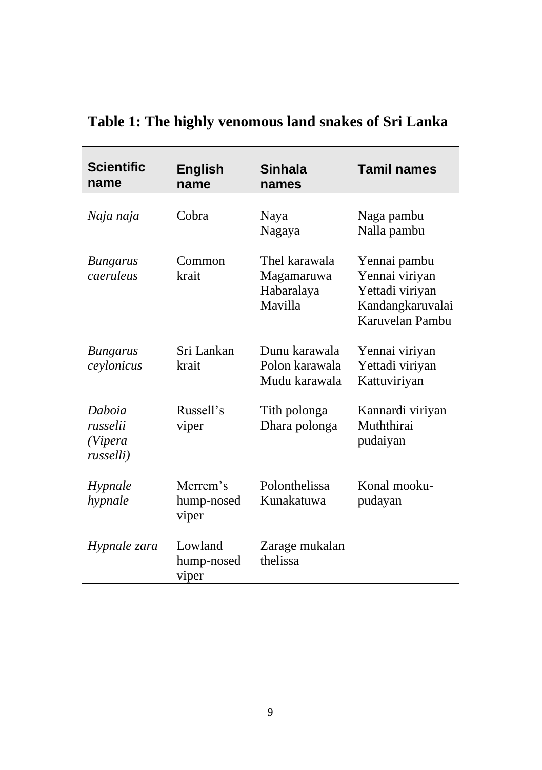# Table 1: The highly venomous land snakes of Sri Lanka

| Scientific name | English name | Sinhala names | Tamil names |
|---|---|---|---|
| *Naja naja* | Cobra | Naya<br>Nagaya | Naga pambu<br>Nalla pambu |
| *Bungarus caeruleus* | Common krait | Thel karawala<br>Magamaruwa<br>Habaralaya<br>Mavilla | Yennai pambu<br>Yennai viriyan<br>Yettadi viriyan<br>Kandangkaruvalai<br>Karuvelan Pambu |
| *Bungarus ceylonicus* | Sri Lankan krait | Dunu karawala<br>Polon karawala<br>Mudu karawala | Yennai viriyan<br>Yettadi viriyan<br>Kattuviriyan |
| *Daboia russelii (Vipera russelli)* | Russell's viper | Tith polonga<br>Dhara polonga | Kannardi viriyan<br>Muththirai pudaiyan |
| *Hypnale hypnale* | Merrem's hump-nosed viper | Polonthelissa<br>Kunakatuwa | Konal mooku-pudayan |
| *Hypnale zara* | Lowland hump-nosed viper | Zarage mukalan thelissa | |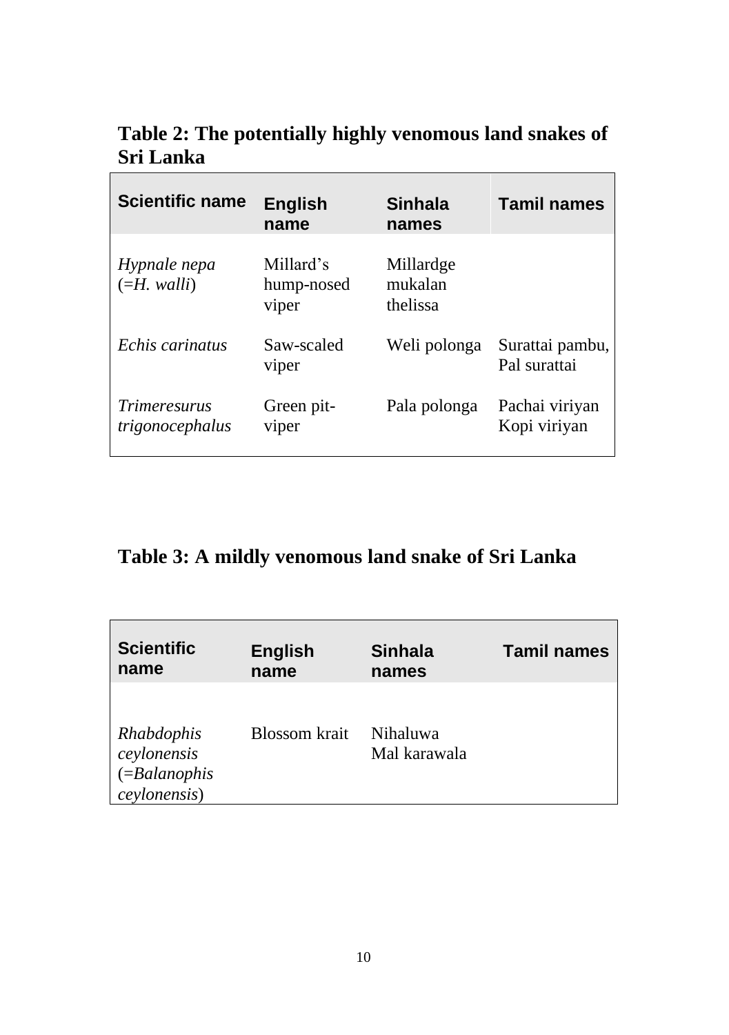**Table 2: The potentially highly venomous land snakes of Sri Lanka**

| Scientific name | English name | Sinhala names | Tamil names |
|---|---|---|---|
| *Hypnale nepa* (=*H. walli*) | Millard's hump-nosed viper | Millardge mukalan thelissa | |
| *Echis carinatus* | Saw-scaled viper | Weli polonga | Surattai pambu, Pal surattai |
| *Trimeresurus trigonocephalus* | Green pit-viper | Pala polonga | Pachai viriyan Kopi viriyan |

**Table 3: A mildly venomous land snake of Sri Lanka**

| Scientific name | English name | Sinhala names | Tamil names |
|---|---|---|---|
| *Rhabdophis ceylonensis* (=*Balanophis ceylonensis*) | Blossom krait | Nihaluwa Mal karawala | |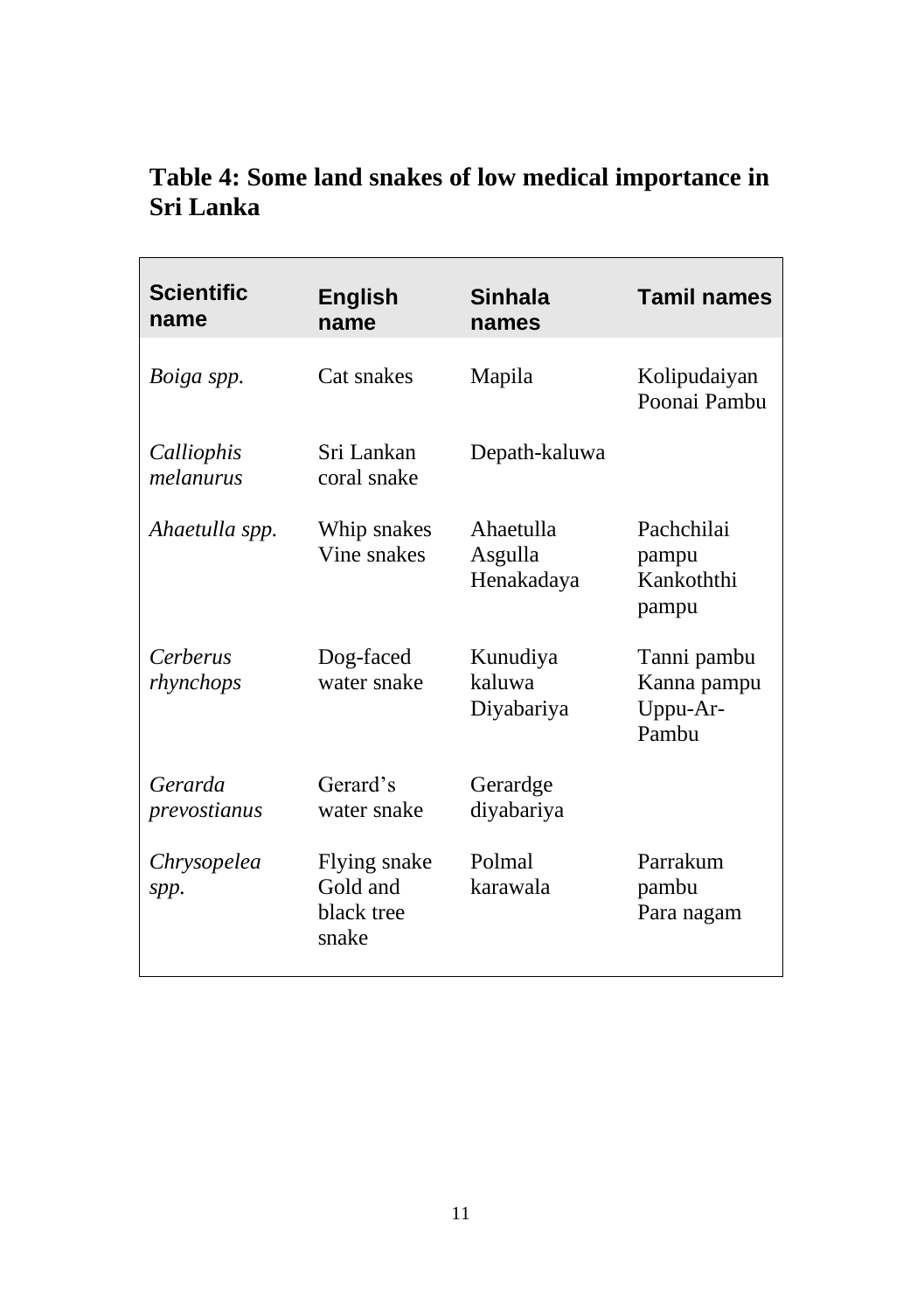**Table 4: Some land snakes of low medical importance in Sri Lanka**

| Scientific name | English name | Sinhala names | Tamil names |
|---|---|---|---|
| *Boiga spp.* | Cat snakes | Mapila | Kolipudaiyan Poonai Pambu |
| *Calliophis melanurus* | Sri Lankan coral snake | Depath-kaluwa | |
| *Ahaetulla spp.* | Whip snakes Vine snakes | Ahaetulla Asgulla Henakadaya | Pachchilai pampu Kankoththi pampu |
| *Cerberus rhynchops* | Dog-faced water snake | Kunudiya kaluwa Diyabariya | Tanni pambu Kanna pampu Uppu-Ar-Pambu |
| *Gerarda prevostianus* | Gerard's water snake | Gerardge diyabariya | |
| *Chrysopelea spp.* | Flying snake Gold and black tree snake | Polmal karawala | Parrakum pambu Para nagam |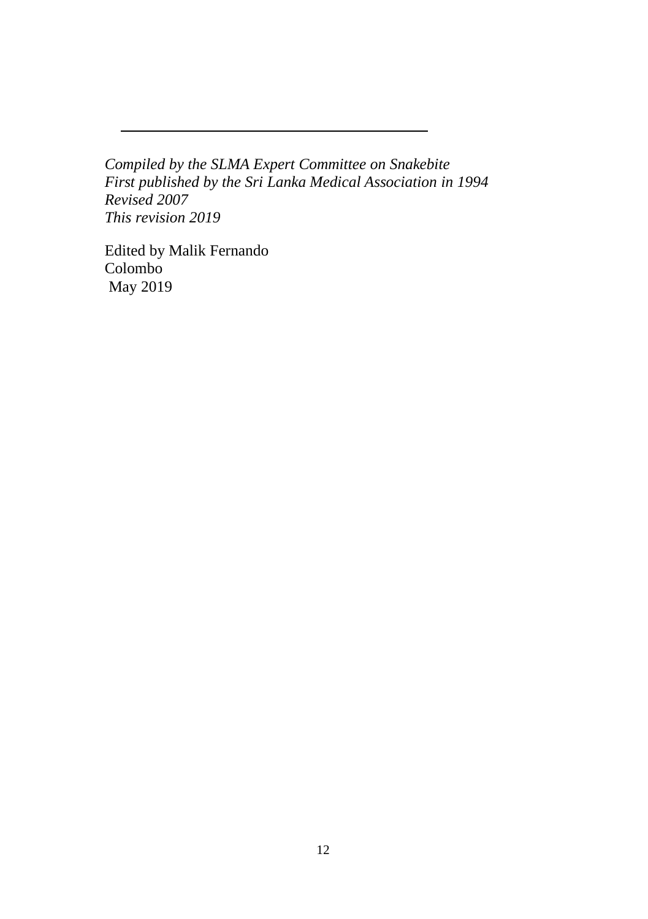---

*Compiled by the SLMA Expert Committee on Snakebite*
*First published by the Sri Lanka Medical Association in 1994*
*Revised 2007*
*This revision 2019*

Edited by Malik Fernando
Colombo
May 2019